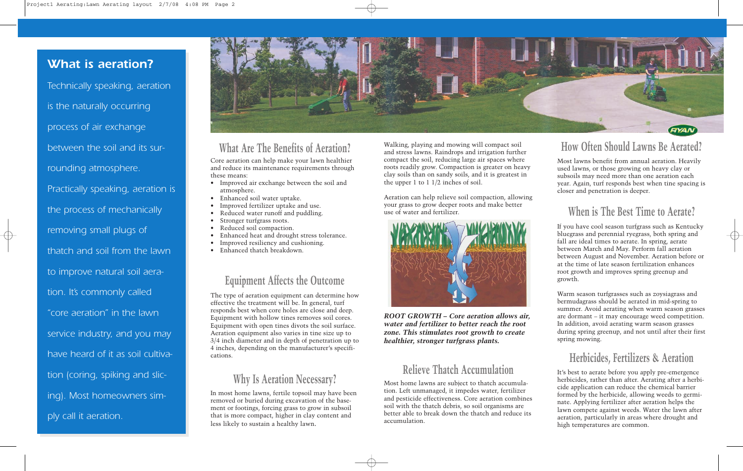## What is aeration?

Technically speaking, aeration is the naturally occurring process of air exchange between the soil and its surrounding atmosphere. Practically speaking, aeration is the process of mechanically removing small plugs of thatch and soil from the lawn to improve natural soil aeration. It's commonly called "core aeration" in the lawn service industry, and you may have heard of it as soil cultivation (coring, spiking and slicing). Most homeowners simply call it aeration.

## What Are The Benefits of Aeration?

Core aeration can help make your lawn healthier and reduce its maintenance requirements through these means:

- Improved air exchange between the soil and atmosphere.
- Enhanced soil water uptake.
- Improved fertilizer uptake and use.
- Reduced water runoff and puddling.
- Stronger turfgrass roots.
- Reduced soil compaction.
- Enhanced heat and drought stress tolerance.
- Improved resiliency and cushioning.
- Enhanced thatch breakdown.

## Equipment Affects the Outcome

The type of aeration equipment can determine how effective the treatment will be. In general, turf responds best when core holes are close and deep. Equipment with hollow tines removes soil cores. Equipment with open tines divots the soil surface. Aeration equipment also varies in tine size up to 3/4 inch diameter and in depth of penetration up to 4 inches, depending on the manufacturer's specifications.

## Why Is Aeration Necessary?

In most home lawns, fertile topsoil may have been removed or buried during excavation of the basement or footings, forcing grass to grow in subsoil that is more compact, higher in clay content and less likely to sustain a healthy lawn.

Walking, playing and mowing will compact soil and stress lawns. Raindrops and irrigation further compact the soil, reducing large air spaces where roots readily grow. Compaction is greater on heavy clay soils than on sandy soils, and it is greatest in the upper 1 to 1 1/2 inches of soil.

Aeration can help relieve soil compaction, allowing your grass to grow deeper roots and make better use of water and fertilizer.

***ROOT GROWTH – Core aeration allows air, water and fertilizer to better reach the root zone. This stimulates root growth to create healthier, stronger turfgrass plants.***

## Relieve Thatch Accumulation

Most home lawns are subject to thatch accumulation. Left unmanaged, it impedes water, fertilizer and pesticide effectiveness. Core aeration combines soil with the thatch debris, so soil organisms are better able to break down the thatch and reduce its accumulation.

## How Often Should Lawns Be Aerated?

Most lawns benefit from annual aeration. Heavily used lawns, or those growing on heavy clay or subsoils may need more than one aeration each year. Again, turf responds best when tine spacing is closer and penetration is deeper.

## When is The Best Time to Aerate?

If you have cool season turfgrasses such as Kentucky bluegrass and perennial ryegrass, both spring and fall are ideal times to aerate. In spring, aerate between March and May. Perform fall aeration between August and November. Aeration before or at the time of late season fertilization enhances root growth and improves spring greenup and growth.

Warm season turfgrasses such as zoysiagrass and bermudagrass should be aerated in mid-spring to summer. Avoid aerating when warm season grasses are dormant – it may encourage weed competition. In addition, avoid aerating warm season grasses during spring greenup, and not until after their first spring mowing.

## Herbicides, Fertilizers & Aeration

It's best to aerate before you apply pre-emergence herbicides, rather than after. Aerating after a herbicide application can reduce the chemical barrier formed by the herbicide, allowing weeds to germinate. Applying fertilizer after aeration helps the lawn compete against weeds. Water the lawn after aeration, particularly in areas where drought and high temperatures are common.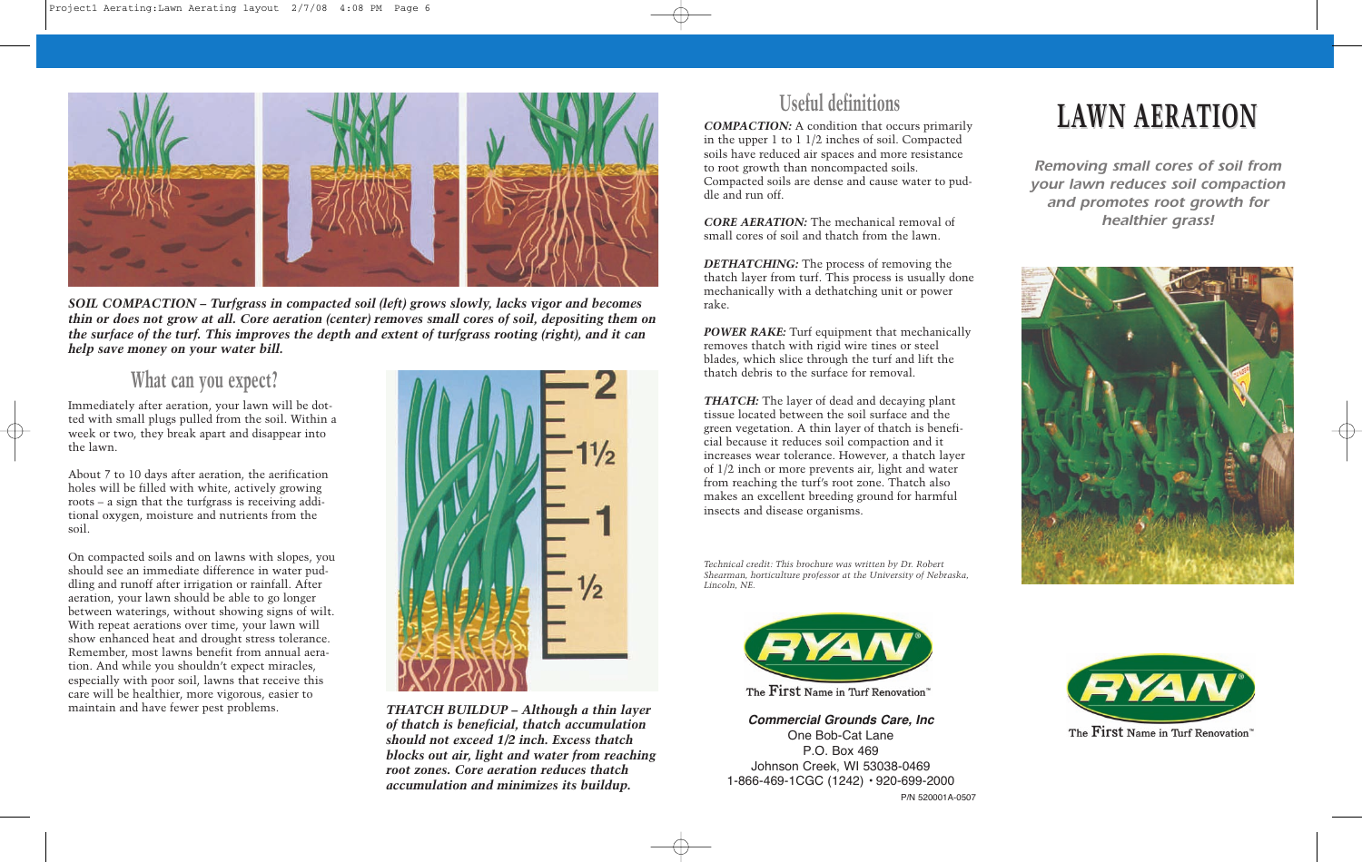*SOIL COMPACTION – Turfgrass in compacted soil (left) grows slowly, lacks vigor and becomes thin or does not grow at all. Core aeration (center) removes small cores of soil, depositing them on the surface of the turf. This improves the depth and extent of turfgrass rooting (right), and it can help save money on your water bill.*

## What can you expect?

Immediately after aeration, your lawn will be dotted with small plugs pulled from the soil. Within a week or two, they break apart and disappear into the lawn.

About 7 to 10 days after aeration, the aerification holes will be filled with white, actively growing roots – a sign that the turfgrass is receiving additional oxygen, moisture and nutrients from the soil.

On compacted soils and on lawns with slopes, you should see an immediate difference in water puddling and runoff after irrigation or rainfall. After aeration, your lawn should be able to go longer between waterings, without showing signs of wilt. With repeat aerations over time, your lawn will show enhanced heat and drought stress tolerance. Remember, most lawns benefit from annual aeration. And while you shouldn't expect miracles, especially with poor soil, lawns that receive this care will be healthier, more vigorous, easier to maintain and have fewer pest problems.

2

1½

1

½

*THATCH BUILDUP – Although a thin layer of thatch is beneficial, thatch accumulation should not exceed 1/2 inch. Excess thatch blocks out air, light and water from reaching root zones. Core aeration reduces thatch accumulation and minimizes its buildup.*

## Useful definitions

***COMPACTION:*** A condition that occurs primarily in the upper 1 to 1 1/2 inches of soil. Compacted soils have reduced air spaces and more resistance to root growth than noncompacted soils. Compacted soils are dense and cause water to puddle and run off.

***CORE AERATION:*** The mechanical removal of small cores of soil and thatch from the lawn.

***DETHATCHING:*** The process of removing the thatch layer from turf. This process is usually done mechanically with a dethatching unit or power rake.

***POWER RAKE:*** Turf equipment that mechanically removes thatch with rigid wire tines or steel blades, which slice through the turf and lift the thatch debris to the surface for removal.

***THATCH:*** The layer of dead and decaying plant tissue located between the soil surface and the green vegetation. A thin layer of thatch is beneficial because it reduces soil compaction and it increases wear tolerance. However, a thatch layer of 1/2 inch or more prevents air, light and water from reaching the turf's root zone. Thatch also makes an excellent breeding ground for harmful insects and disease organisms.

*Technical credit: This brochure was written by Dr. Robert Shearman, horticulture professor at the University of Nebraska, Lincoln, NE.*

RYAN®

The First Name in Turf Renovation™

***Commercial Grounds Care, Inc***
One Bob-Cat Lane
P.O. Box 469
Johnson Creek, WI 53038-0469
1-866-469-1CGC (1242) • 920-699-2000

P/N 520001A-0507

# LAWN AERATION

***Removing small cores of soil from your lawn reduces soil compaction and promotes root growth for healthier grass!***

RYAN®

The First Name in Turf Renovation™